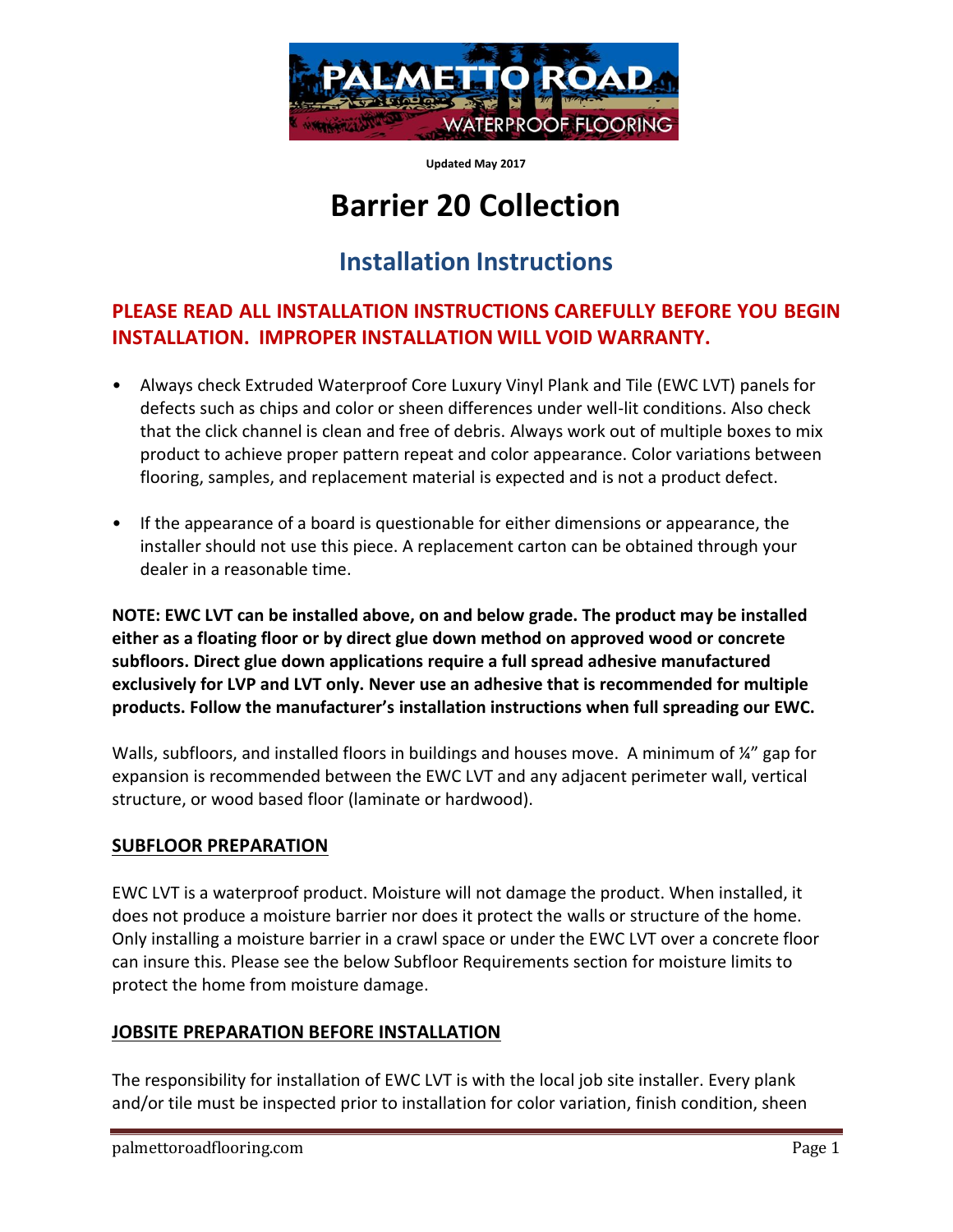Updated May 2017

# Barrier 20 Collection

## Installation Instructions

**PLEASE READ ALL INSTALLATION INSTRUCTIONS CAREFULLY BEFORE YOU BEGIN INSTALLATION. IMPROPER INSTALLATION WILL VOID WARRANTY.**

- Always check Extruded Waterproof Core Luxury Vinyl Plank and Tile (EWC LVT) panels for defects such as chips and color or sheen differences under well-lit conditions. Also check that the click channel is clean and free of debris. Always work out of multiple boxes to mix product to achieve proper pattern repeat and color appearance. Color variations between flooring, samples, and replacement material is expected and is not a product defect.

- If the appearance of a board is questionable for either dimensions or appearance, the installer should not use this piece. A replacement carton can be obtained through your dealer in a reasonable time.

**NOTE: EWC LVT can be installed above, on and below grade. The product may be installed either as a floating floor or by direct glue down method on approved wood or concrete subfloors. Direct glue down applications require a full spread adhesive manufactured exclusively for LVP and LVT only. Never use an adhesive that is recommended for multiple products. Follow the manufacturer's installation instructions when full spreading our EWC.**

Walls, subfloors, and installed floors in buildings and houses move. A minimum of ¼" gap for expansion is recommended between the EWC LVT and any adjacent perimeter wall, vertical structure, or wood based floor (laminate or hardwood).

### SUBFLOOR PREPARATION

EWC LVT is a waterproof product. Moisture will not damage the product. When installed, it does not produce a moisture barrier nor does it protect the walls or structure of the home. Only installing a moisture barrier in a crawl space or under the EWC LVT over a concrete floor can insure this. Please see the below Subfloor Requirements section for moisture limits to protect the home from moisture damage.

### JOBSITE PREPARATION BEFORE INSTALLATION

The responsibility for installation of EWC LVT is with the local job site installer. Every plank and/or tile must be inspected prior to installation for color variation, finish condition, sheen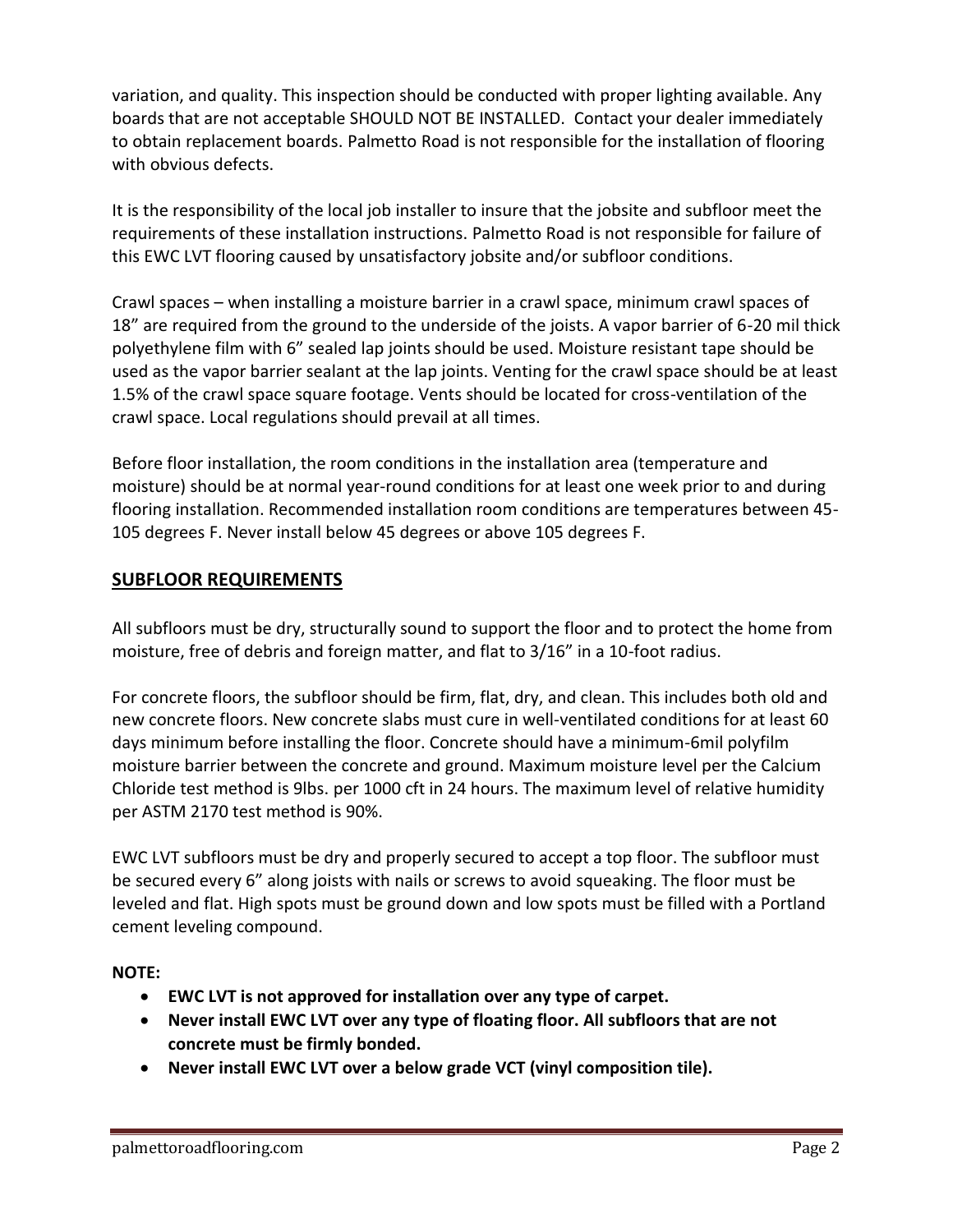variation, and quality. This inspection should be conducted with proper lighting available. Any boards that are not acceptable SHOULD NOT BE INSTALLED. Contact your dealer immediately to obtain replacement boards. Palmetto Road is not responsible for the installation of flooring with obvious defects.

It is the responsibility of the local job installer to insure that the jobsite and subfloor meet the requirements of these installation instructions. Palmetto Road is not responsible for failure of this EWC LVT flooring caused by unsatisfactory jobsite and/or subfloor conditions.

Crawl spaces – when installing a moisture barrier in a crawl space, minimum crawl spaces of 18" are required from the ground to the underside of the joists. A vapor barrier of 6-20 mil thick polyethylene film with 6" sealed lap joints should be used. Moisture resistant tape should be used as the vapor barrier sealant at the lap joints. Venting for the crawl space should be at least 1.5% of the crawl space square footage. Vents should be located for cross-ventilation of the crawl space. Local regulations should prevail at all times.

Before floor installation, the room conditions in the installation area (temperature and moisture) should be at normal year-round conditions for at least one week prior to and during flooring installation. Recommended installation room conditions are temperatures between 45-105 degrees F. Never install below 45 degrees or above 105 degrees F.

## SUBFLOOR REQUIREMENTS

All subfloors must be dry, structurally sound to support the floor and to protect the home from moisture, free of debris and foreign matter, and flat to 3/16" in a 10-foot radius.

For concrete floors, the subfloor should be firm, flat, dry, and clean. This includes both old and new concrete floors. New concrete slabs must cure in well-ventilated conditions for at least 60 days minimum before installing the floor. Concrete should have a minimum-6mil polyfilm moisture barrier between the concrete and ground. Maximum moisture level per the Calcium Chloride test method is 9lbs. per 1000 cft in 24 hours. The maximum level of relative humidity per ASTM 2170 test method is 90%.

EWC LVT subfloors must be dry and properly secured to accept a top floor. The subfloor must be secured every 6" along joists with nails or screws to avoid squeaking. The floor must be leveled and flat. High spots must be ground down and low spots must be filled with a Portland cement leveling compound.

**NOTE:**

- **EWC LVT is not approved for installation over any type of carpet.**
- **Never install EWC LVT over any type of floating floor. All subfloors that are not concrete must be firmly bonded.**
- **Never install EWC LVT over a below grade VCT (vinyl composition tile).**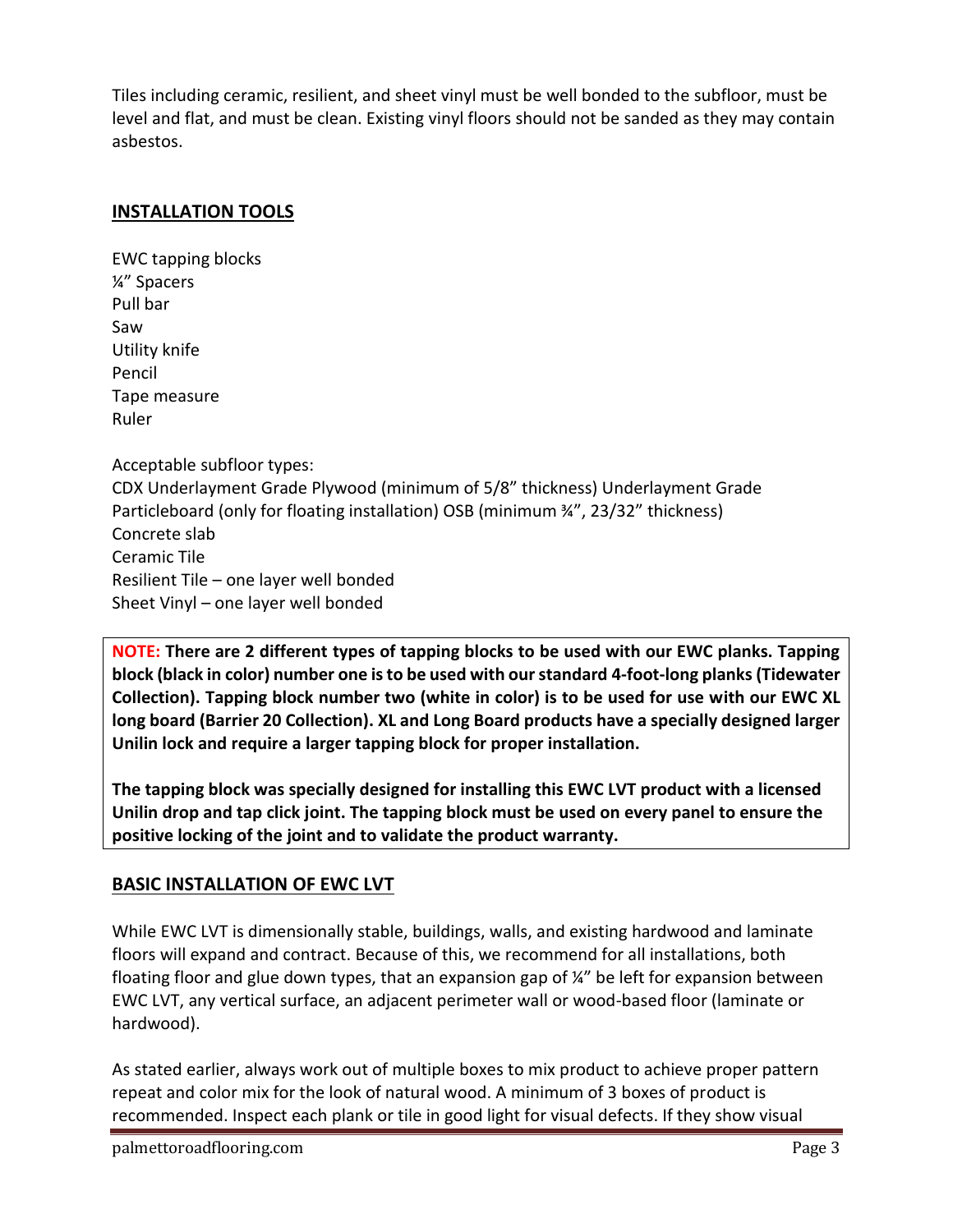Tiles including ceramic, resilient, and sheet vinyl must be well bonded to the subfloor, must be level and flat, and must be clean. Existing vinyl floors should not be sanded as they may contain asbestos.

## INSTALLATION TOOLS

EWC tapping blocks
¼" Spacers
Pull bar
Saw
Utility knife
Pencil
Tape measure
Ruler

Acceptable subfloor types:
CDX Underlayment Grade Plywood (minimum of 5/8" thickness) Underlayment Grade Particleboard (only for floating installation) OSB (minimum ¾", 23/32" thickness)
Concrete slab
Ceramic Tile
Resilient Tile – one layer well bonded
Sheet Vinyl – one layer well bonded

**NOTE: There are 2 different types of tapping blocks to be used with our EWC planks. Tapping block (black in color) number one is to be used with our standard 4-foot-long planks (Tidewater Collection). Tapping block number two (white in color) is to be used for use with our EWC XL long board (Barrier 20 Collection). XL and Long Board products have a specially designed larger Unilin lock and require a larger tapping block for proper installation.**

**The tapping block was specially designed for installing this EWC LVT product with a licensed Unilin drop and tap click joint. The tapping block must be used on every panel to ensure the positive locking of the joint and to validate the product warranty.**

## BASIC INSTALLATION OF EWC LVT

While EWC LVT is dimensionally stable, buildings, walls, and existing hardwood and laminate floors will expand and contract. Because of this, we recommend for all installations, both floating floor and glue down types, that an expansion gap of ¼" be left for expansion between EWC LVT, any vertical surface, an adjacent perimeter wall or wood-based floor (laminate or hardwood).

As stated earlier, always work out of multiple boxes to mix product to achieve proper pattern repeat and color mix for the look of natural wood. A minimum of 3 boxes of product is recommended. Inspect each plank or tile in good light for visual defects. If they show visual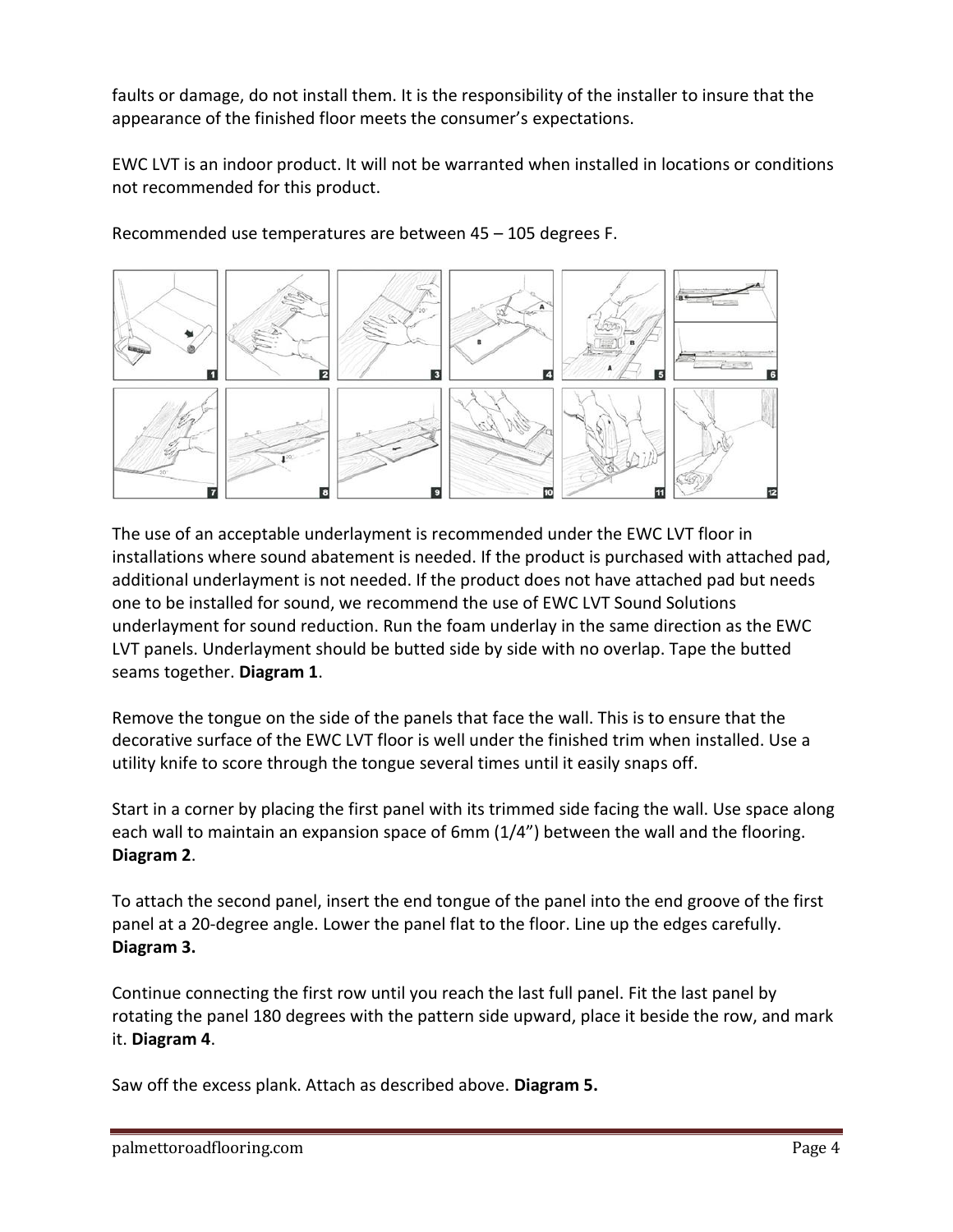faults or damage, do not install them. It is the responsibility of the installer to insure that the appearance of the finished floor meets the consumer's expectations.

EWC LVT is an indoor product. It will not be warranted when installed in locations or conditions not recommended for this product.

Recommended use temperatures are between 45 – 105 degrees F.

The use of an acceptable underlayment is recommended under the EWC LVT floor in installations where sound abatement is needed. If the product is purchased with attached pad, additional underlayment is not needed. If the product does not have attached pad but needs one to be installed for sound, we recommend the use of EWC LVT Sound Solutions underlayment for sound reduction. Run the foam underlay in the same direction as the EWC LVT panels. Underlayment should be butted side by side with no overlap. Tape the butted seams together. **Diagram 1**.

Remove the tongue on the side of the panels that face the wall. This is to ensure that the decorative surface of the EWC LVT floor is well under the finished trim when installed. Use a utility knife to score through the tongue several times until it easily snaps off.

Start in a corner by placing the first panel with its trimmed side facing the wall. Use space along each wall to maintain an expansion space of 6mm (1/4") between the wall and the flooring. **Diagram 2**.

To attach the second panel, insert the end tongue of the panel into the end groove of the first panel at a 20-degree angle. Lower the panel flat to the floor. Line up the edges carefully. **Diagram 3.**

Continue connecting the first row until you reach the last full panel. Fit the last panel by rotating the panel 180 degrees with the pattern side upward, place it beside the row, and mark it. **Diagram 4**.

Saw off the excess plank. Attach as described above. **Diagram 5.**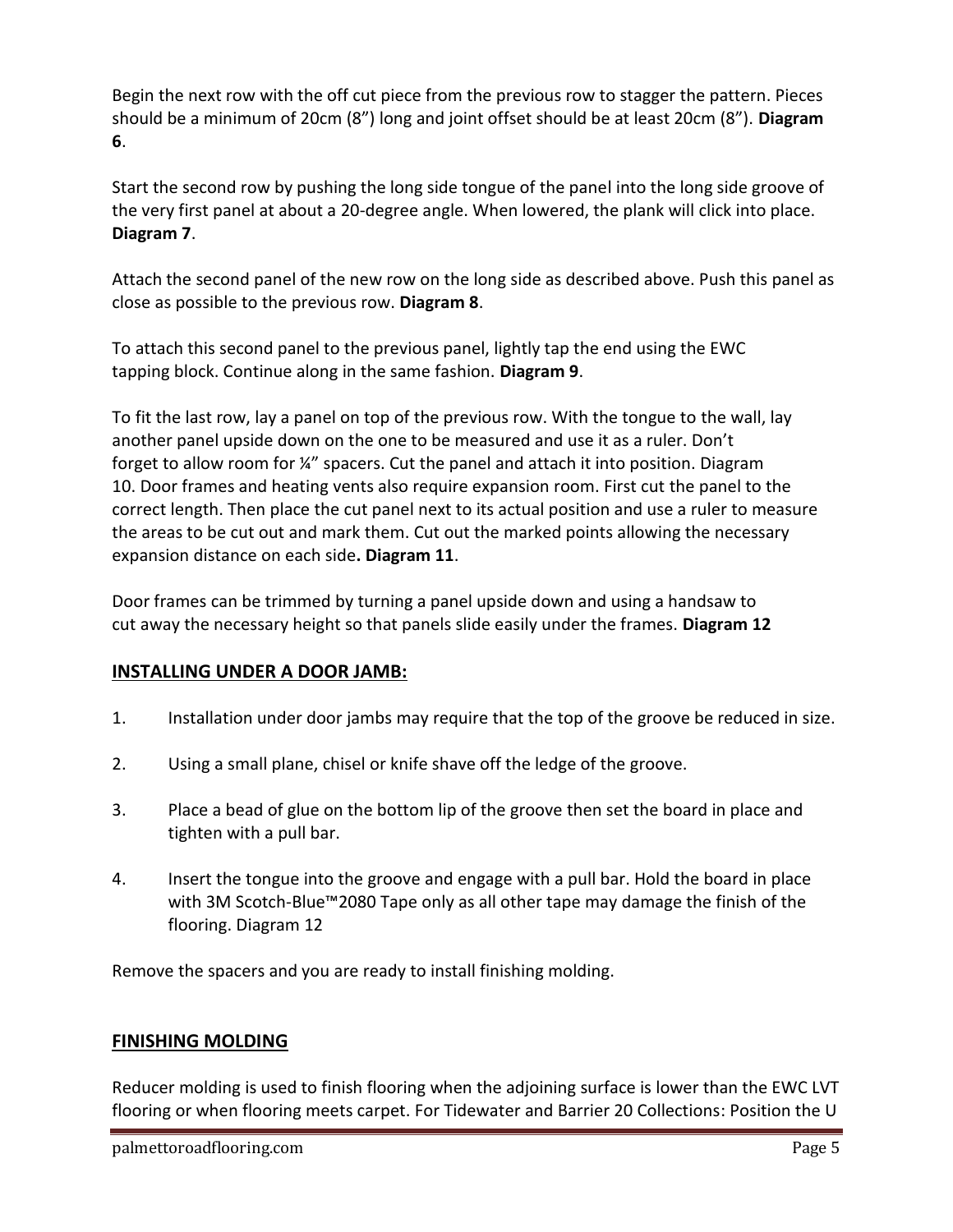Begin the next row with the off cut piece from the previous row to stagger the pattern. Pieces should be a minimum of 20cm (8") long and joint offset should be at least 20cm (8"). **Diagram 6**.

Start the second row by pushing the long side tongue of the panel into the long side groove of the very first panel at about a 20-degree angle. When lowered, the plank will click into place. **Diagram 7**.

Attach the second panel of the new row on the long side as described above. Push this panel as close as possible to the previous row. **Diagram 8**.

To attach this second panel to the previous panel, lightly tap the end using the EWC tapping block. Continue along in the same fashion. **Diagram 9**.

To fit the last row, lay a panel on top of the previous row. With the tongue to the wall, lay another panel upside down on the one to be measured and use it as a ruler. Don't forget to allow room for ¼" spacers. Cut the panel and attach it into position. Diagram 10. Door frames and heating vents also require expansion room. First cut the panel to the correct length. Then place the cut panel next to its actual position and use a ruler to measure the areas to be cut out and mark them. Cut out the marked points allowing the necessary expansion distance on each side**. Diagram 11**.

Door frames can be trimmed by turning a panel upside down and using a handsaw to cut away the necessary height so that panels slide easily under the frames. **Diagram 12**

## INSTALLING UNDER A DOOR JAMB:

1. Installation under door jambs may require that the top of the groove be reduced in size.
2. Using a small plane, chisel or knife shave off the ledge of the groove.
3. Place a bead of glue on the bottom lip of the groove then set the board in place and tighten with a pull bar.
4. Insert the tongue into the groove and engage with a pull bar. Hold the board in place with 3M Scotch-Blue™2080 Tape only as all other tape may damage the finish of the flooring. Diagram 12

Remove the spacers and you are ready to install finishing molding.

## FINISHING MOLDING

Reducer molding is used to finish flooring when the adjoining surface is lower than the EWC LVT flooring or when flooring meets carpet. For Tidewater and Barrier 20 Collections: Position the U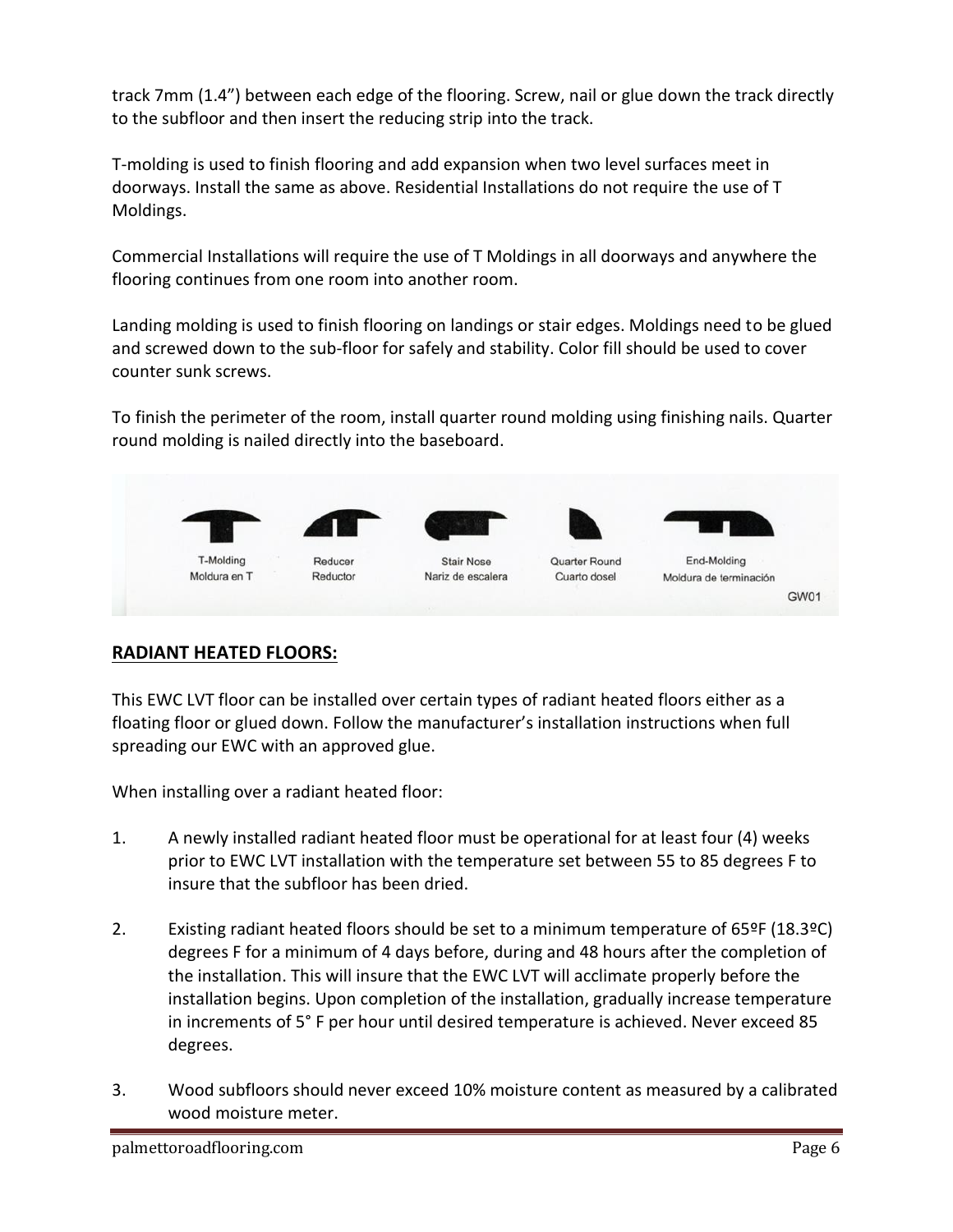track 7mm (1.4") between each edge of the flooring. Screw, nail or glue down the track directly to the subfloor and then insert the reducing strip into the track.

T-molding is used to finish flooring and add expansion when two level surfaces meet in doorways. Install the same as above. Residential Installations do not require the use of T Moldings.

Commercial Installations will require the use of T Moldings in all doorways and anywhere the flooring continues from one room into another room.

Landing molding is used to finish flooring on landings or stair edges. Moldings need to be glued and screwed down to the sub-floor for safely and stability. Color fill should be used to cover counter sunk screws.

To finish the perimeter of the room, install quarter round molding using finishing nails. Quarter round molding is nailed directly into the baseboard.

T-Molding
Moldura en T

Reducer
Reductor

Stair Nose
Nariz de escalera

Quarter Round
Cuarto dosel

End-Molding
Moldura de terminación

GW01

## RADIANT HEATED FLOORS:

This EWC LVT floor can be installed over certain types of radiant heated floors either as a floating floor or glued down. Follow the manufacturer's installation instructions when full spreading our EWC with an approved glue.

When installing over a radiant heated floor:

1. A newly installed radiant heated floor must be operational for at least four (4) weeks prior to EWC LVT installation with the temperature set between 55 to 85 degrees F to insure that the subfloor has been dried.

2. Existing radiant heated floors should be set to a minimum temperature of 65ºF (18.3ºC) degrees F for a minimum of 4 days before, during and 48 hours after the completion of the installation. This will insure that the EWC LVT will acclimate properly before the installation begins. Upon completion of the installation, gradually increase temperature in increments of 5° F per hour until desired temperature is achieved. Never exceed 85 degrees.

3. Wood subfloors should never exceed 10% moisture content as measured by a calibrated wood moisture meter.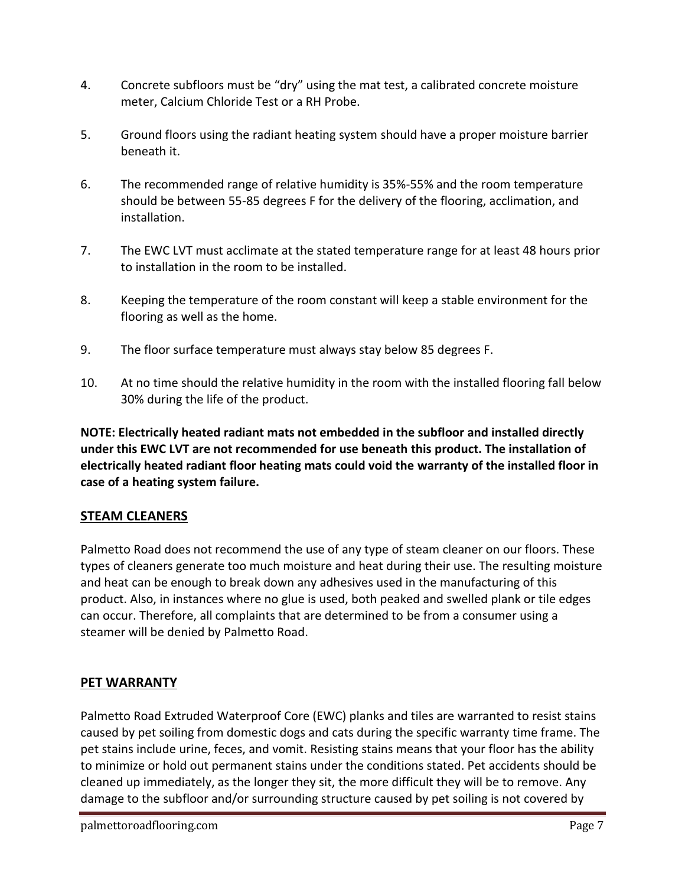4. Concrete subfloors must be "dry" using the mat test, a calibrated concrete moisture meter, Calcium Chloride Test or a RH Probe.

5. Ground floors using the radiant heating system should have a proper moisture barrier beneath it.

6. The recommended range of relative humidity is 35%-55% and the room temperature should be between 55-85 degrees F for the delivery of the flooring, acclimation, and installation.

7. The EWC LVT must acclimate at the stated temperature range for at least 48 hours prior to installation in the room to be installed.

8. Keeping the temperature of the room constant will keep a stable environment for the flooring as well as the home.

9. The floor surface temperature must always stay below 85 degrees F.

10. At no time should the relative humidity in the room with the installed flooring fall below 30% during the life of the product.

**NOTE: Electrically heated radiant mats not embedded in the subfloor and installed directly under this EWC LVT are not recommended for use beneath this product. The installation of electrically heated radiant floor heating mats could void the warranty of the installed floor in case of a heating system failure.**

## STEAM CLEANERS

Palmetto Road does not recommend the use of any type of steam cleaner on our floors. These types of cleaners generate too much moisture and heat during their use. The resulting moisture and heat can be enough to break down any adhesives used in the manufacturing of this product. Also, in instances where no glue is used, both peaked and swelled plank or tile edges can occur. Therefore, all complaints that are determined to be from a consumer using a steamer will be denied by Palmetto Road.

## PET WARRANTY

Palmetto Road Extruded Waterproof Core (EWC) planks and tiles are warranted to resist stains caused by pet soiling from domestic dogs and cats during the specific warranty time frame. The pet stains include urine, feces, and vomit. Resisting stains means that your floor has the ability to minimize or hold out permanent stains under the conditions stated. Pet accidents should be cleaned up immediately, as the longer they sit, the more difficult they will be to remove. Any damage to the subfloor and/or surrounding structure caused by pet soiling is not covered by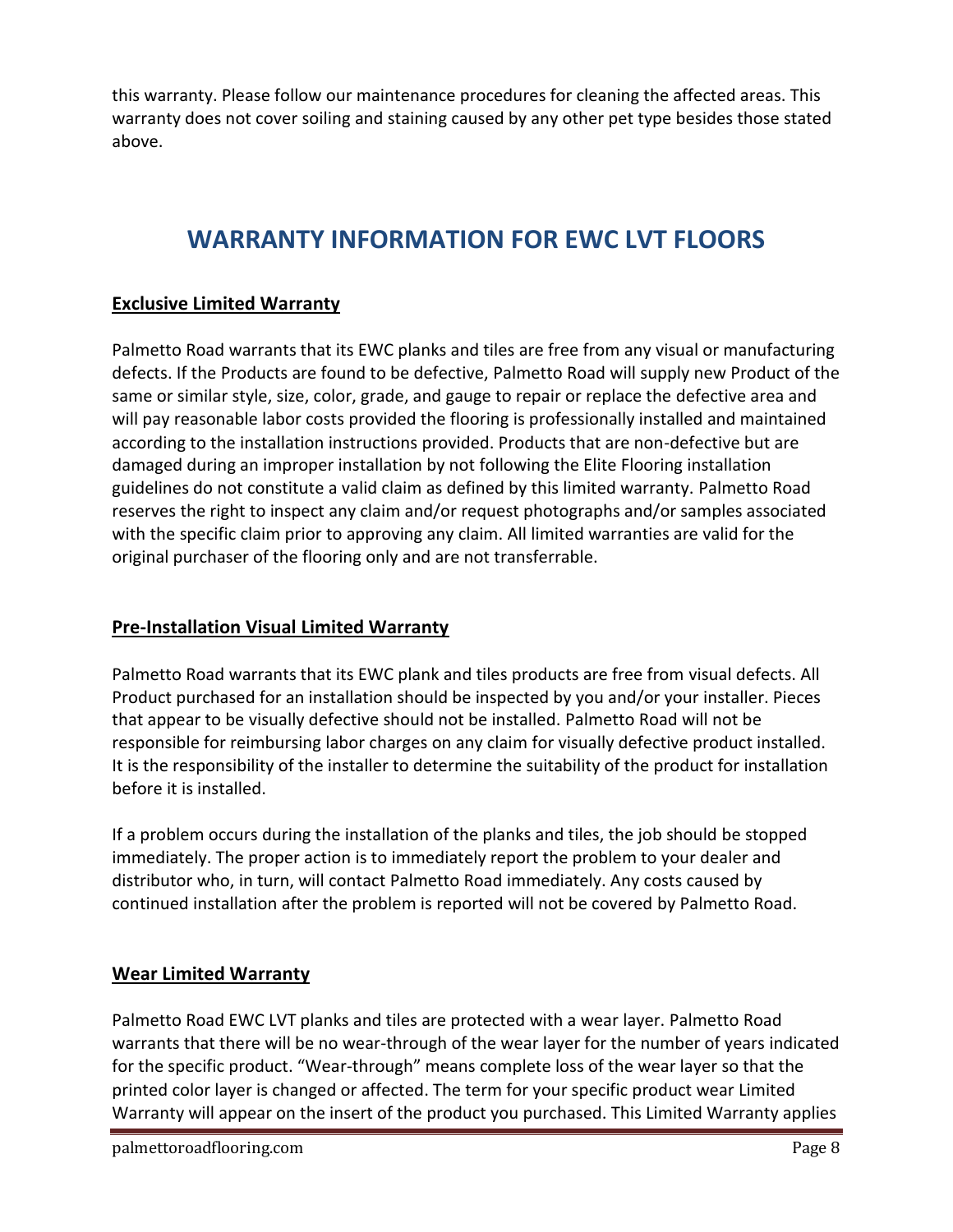this warranty. Please follow our maintenance procedures for cleaning the affected areas. This warranty does not cover soiling and staining caused by any other pet type besides those stated above.

# WARRANTY INFORMATION FOR EWC LVT FLOORS

## Exclusive Limited Warranty

Palmetto Road warrants that its EWC planks and tiles are free from any visual or manufacturing defects. If the Products are found to be defective, Palmetto Road will supply new Product of the same or similar style, size, color, grade, and gauge to repair or replace the defective area and will pay reasonable labor costs provided the flooring is professionally installed and maintained according to the installation instructions provided. Products that are non-defective but are damaged during an improper installation by not following the Elite Flooring installation guidelines do not constitute a valid claim as defined by this limited warranty. Palmetto Road reserves the right to inspect any claim and/or request photographs and/or samples associated with the specific claim prior to approving any claim. All limited warranties are valid for the original purchaser of the flooring only and are not transferrable.

## Pre-Installation Visual Limited Warranty

Palmetto Road warrants that its EWC plank and tiles products are free from visual defects. All Product purchased for an installation should be inspected by you and/or your installer. Pieces that appear to be visually defective should not be installed. Palmetto Road will not be responsible for reimbursing labor charges on any claim for visually defective product installed. It is the responsibility of the installer to determine the suitability of the product for installation before it is installed.

If a problem occurs during the installation of the planks and tiles, the job should be stopped immediately. The proper action is to immediately report the problem to your dealer and distributor who, in turn, will contact Palmetto Road immediately. Any costs caused by continued installation after the problem is reported will not be covered by Palmetto Road.

## Wear Limited Warranty

Palmetto Road EWC LVT planks and tiles are protected with a wear layer. Palmetto Road warrants that there will be no wear-through of the wear layer for the number of years indicated for the specific product. “Wear-through” means complete loss of the wear layer so that the printed color layer is changed or affected. The term for your specific product wear Limited Warranty will appear on the insert of the product you purchased. This Limited Warranty applies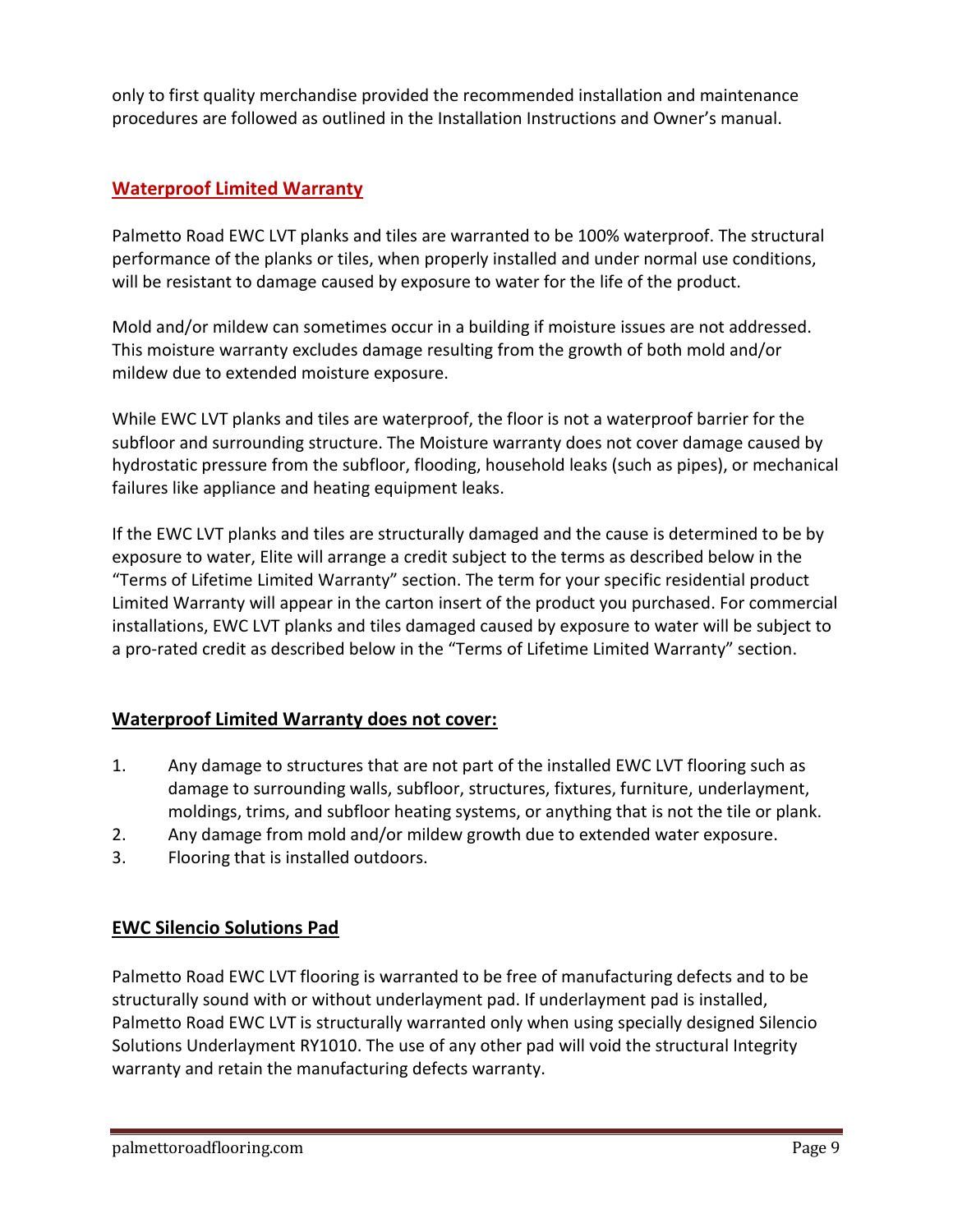only to first quality merchandise provided the recommended installation and maintenance procedures are followed as outlined in the Installation Instructions and Owner's manual.

## Waterproof Limited Warranty

Palmetto Road EWC LVT planks and tiles are warranted to be 100% waterproof. The structural performance of the planks or tiles, when properly installed and under normal use conditions, will be resistant to damage caused by exposure to water for the life of the product.

Mold and/or mildew can sometimes occur in a building if moisture issues are not addressed. This moisture warranty excludes damage resulting from the growth of both mold and/or mildew due to extended moisture exposure.

While EWC LVT planks and tiles are waterproof, the floor is not a waterproof barrier for the subfloor and surrounding structure. The Moisture warranty does not cover damage caused by hydrostatic pressure from the subfloor, flooding, household leaks (such as pipes), or mechanical failures like appliance and heating equipment leaks.

If the EWC LVT planks and tiles are structurally damaged and the cause is determined to be by exposure to water, Elite will arrange a credit subject to the terms as described below in the "Terms of Lifetime Limited Warranty" section. The term for your specific residential product Limited Warranty will appear in the carton insert of the product you purchased. For commercial installations, EWC LVT planks and tiles damaged caused by exposure to water will be subject to a pro-rated credit as described below in the "Terms of Lifetime Limited Warranty" section.

### Waterproof Limited Warranty does not cover:

1. Any damage to structures that are not part of the installed EWC LVT flooring such as damage to surrounding walls, subfloor, structures, fixtures, furniture, underlayment, moldings, trims, and subfloor heating systems, or anything that is not the tile or plank.
2. Any damage from mold and/or mildew growth due to extended water exposure.
3. Flooring that is installed outdoors.

### EWC Silencio Solutions Pad

Palmetto Road EWC LVT flooring is warranted to be free of manufacturing defects and to be structurally sound with or without underlayment pad. If underlayment pad is installed, Palmetto Road EWC LVT is structurally warranted only when using specially designed Silencio Solutions Underlayment RY1010. The use of any other pad will void the structural Integrity warranty and retain the manufacturing defects warranty.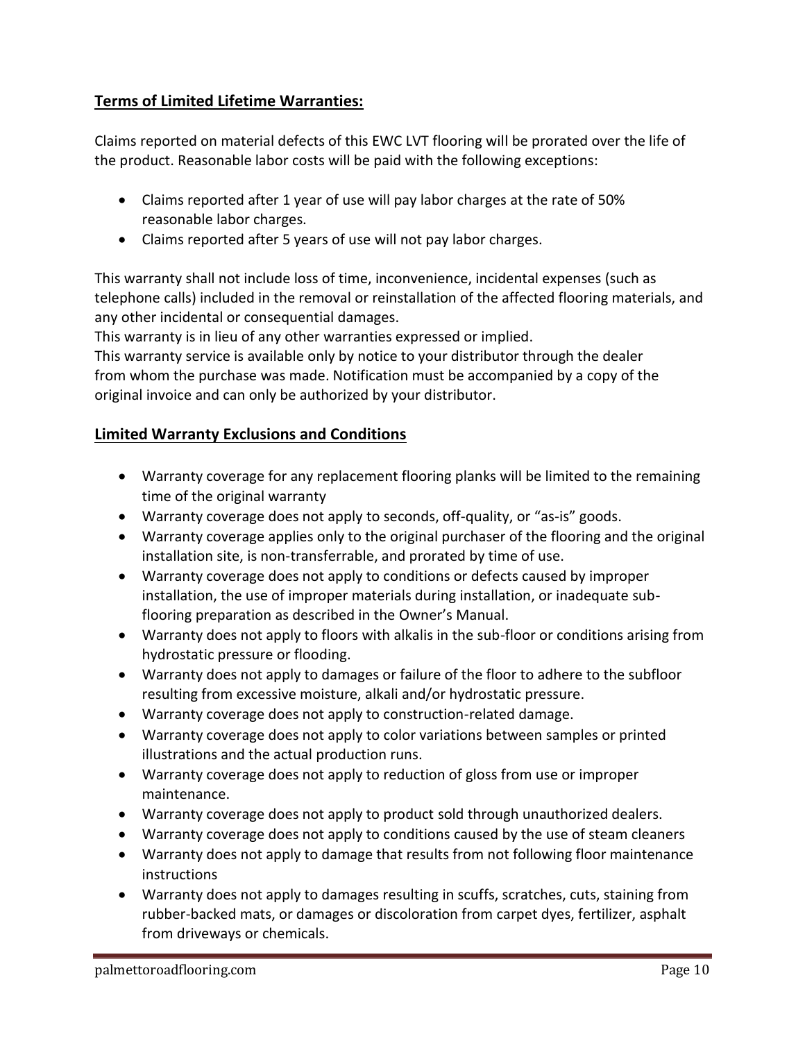## Terms of Limited Lifetime Warranties:

Claims reported on material defects of this EWC LVT flooring will be prorated over the life of the product. Reasonable labor costs will be paid with the following exceptions:

- Claims reported after 1 year of use will pay labor charges at the rate of 50% reasonable labor charges.
- Claims reported after 5 years of use will not pay labor charges.

This warranty shall not include loss of time, inconvenience, incidental expenses (such as telephone calls) included in the removal or reinstallation of the affected flooring materials, and any other incidental or consequential damages.
This warranty is in lieu of any other warranties expressed or implied.
This warranty service is available only by notice to your distributor through the dealer from whom the purchase was made. Notification must be accompanied by a copy of the original invoice and can only be authorized by your distributor.

## Limited Warranty Exclusions and Conditions

- Warranty coverage for any replacement flooring planks will be limited to the remaining time of the original warranty
- Warranty coverage does not apply to seconds, off-quality, or "as-is" goods.
- Warranty coverage applies only to the original purchaser of the flooring and the original installation site, is non-transferrable, and prorated by time of use.
- Warranty coverage does not apply to conditions or defects caused by improper installation, the use of improper materials during installation, or inadequate sub-flooring preparation as described in the Owner's Manual.
- Warranty does not apply to floors with alkalis in the sub-floor or conditions arising from hydrostatic pressure or flooding.
- Warranty does not apply to damages or failure of the floor to adhere to the subfloor resulting from excessive moisture, alkali and/or hydrostatic pressure.
- Warranty coverage does not apply to construction-related damage.
- Warranty coverage does not apply to color variations between samples or printed illustrations and the actual production runs.
- Warranty coverage does not apply to reduction of gloss from use or improper maintenance.
- Warranty coverage does not apply to product sold through unauthorized dealers.
- Warranty coverage does not apply to conditions caused by the use of steam cleaners
- Warranty does not apply to damage that results from not following floor maintenance instructions
- Warranty does not apply to damages resulting in scuffs, scratches, cuts, staining from rubber-backed mats, or damages or discoloration from carpet dyes, fertilizer, asphalt from driveways or chemicals.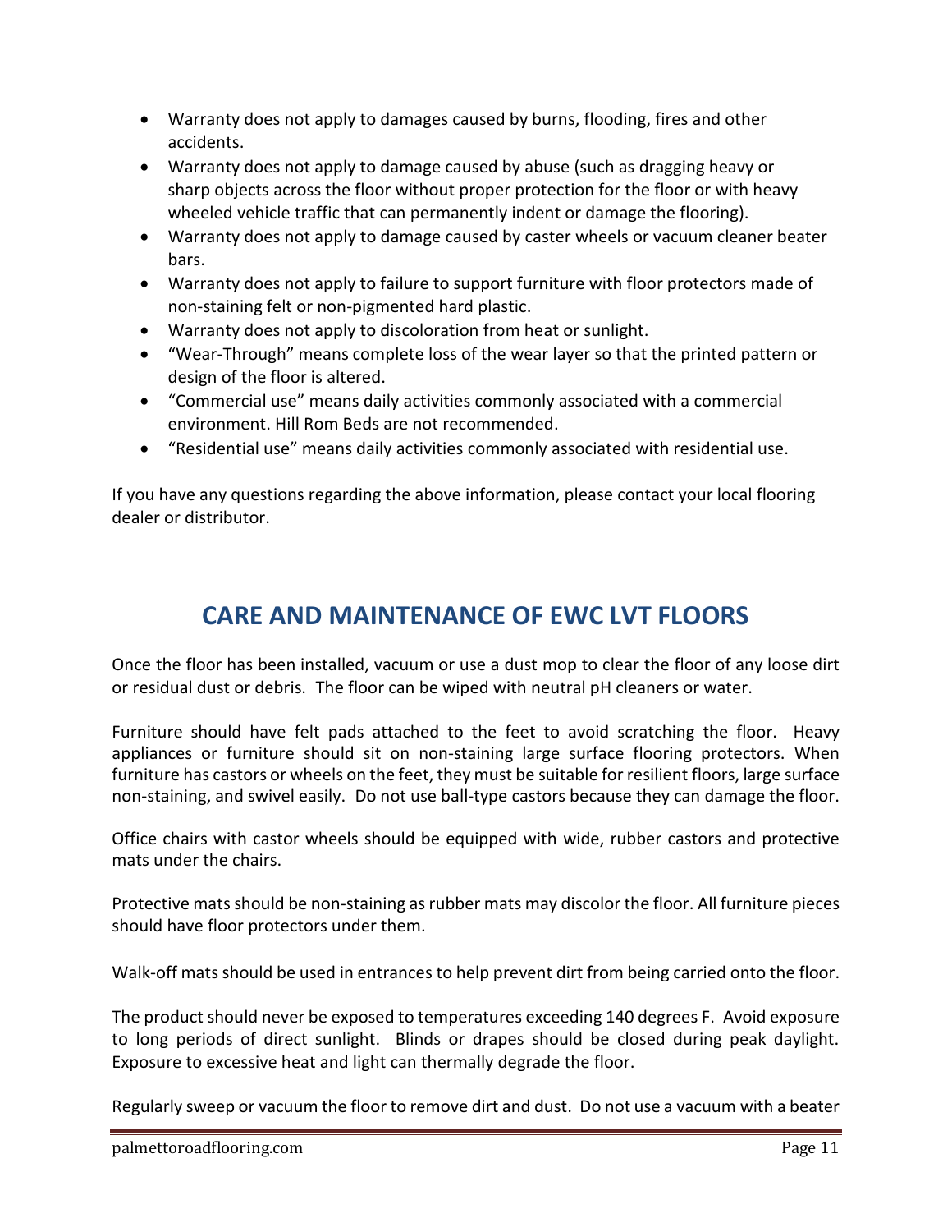- Warranty does not apply to damages caused by burns, flooding, fires and other accidents.
- Warranty does not apply to damage caused by abuse (such as dragging heavy or sharp objects across the floor without proper protection for the floor or with heavy wheeled vehicle traffic that can permanently indent or damage the flooring).
- Warranty does not apply to damage caused by caster wheels or vacuum cleaner beater bars.
- Warranty does not apply to failure to support furniture with floor protectors made of non-staining felt or non-pigmented hard plastic.
- Warranty does not apply to discoloration from heat or sunlight.
- “Wear-Through” means complete loss of the wear layer so that the printed pattern or design of the floor is altered.
- “Commercial use” means daily activities commonly associated with a commercial environment. Hill Rom Beds are not recommended.
- “Residential use” means daily activities commonly associated with residential use.

If you have any questions regarding the above information, please contact your local flooring dealer or distributor.

## CARE AND MAINTENANCE OF EWC LVT FLOORS

Once the floor has been installed, vacuum or use a dust mop to clear the floor of any loose dirt or residual dust or debris. The floor can be wiped with neutral pH cleaners or water.

Furniture should have felt pads attached to the feet to avoid scratching the floor. Heavy appliances or furniture should sit on non-staining large surface flooring protectors. When furniture has castors or wheels on the feet, they must be suitable for resilient floors, large surface non-staining, and swivel easily. Do not use ball-type castors because they can damage the floor.

Office chairs with castor wheels should be equipped with wide, rubber castors and protective mats under the chairs.

Protective mats should be non-staining as rubber mats may discolor the floor. All furniture pieces should have floor protectors under them.

Walk-off mats should be used in entrances to help prevent dirt from being carried onto the floor.

The product should never be exposed to temperatures exceeding 140 degrees F. Avoid exposure to long periods of direct sunlight. Blinds or drapes should be closed during peak daylight. Exposure to excessive heat and light can thermally degrade the floor.

Regularly sweep or vacuum the floor to remove dirt and dust. Do not use a vacuum with a beater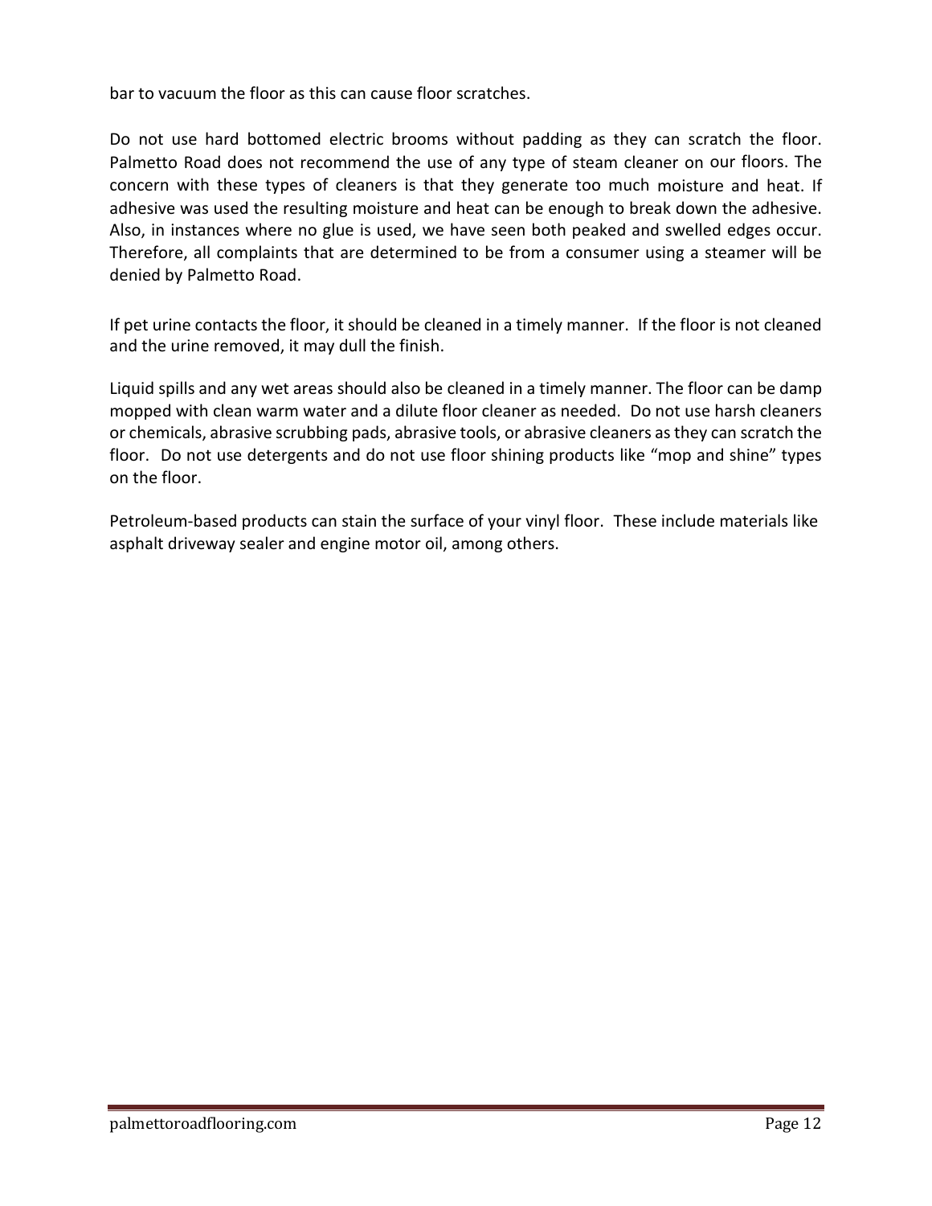bar to vacuum the floor as this can cause floor scratches.

Do not use hard bottomed electric brooms without padding as they can scratch the floor. Palmetto Road does not recommend the use of any type of steam cleaner on our floors. The concern with these types of cleaners is that they generate too much moisture and heat. If adhesive was used the resulting moisture and heat can be enough to break down the adhesive. Also, in instances where no glue is used, we have seen both peaked and swelled edges occur. Therefore, all complaints that are determined to be from a consumer using a steamer will be denied by Palmetto Road.

If pet urine contacts the floor, it should be cleaned in a timely manner. If the floor is not cleaned and the urine removed, it may dull the finish.

Liquid spills and any wet areas should also be cleaned in a timely manner. The floor can be damp mopped with clean warm water and a dilute floor cleaner as needed. Do not use harsh cleaners or chemicals, abrasive scrubbing pads, abrasive tools, or abrasive cleaners as they can scratch the floor. Do not use detergents and do not use floor shining products like "mop and shine" types on the floor.

Petroleum-based products can stain the surface of your vinyl floor. These include materials like asphalt driveway sealer and engine motor oil, among others.